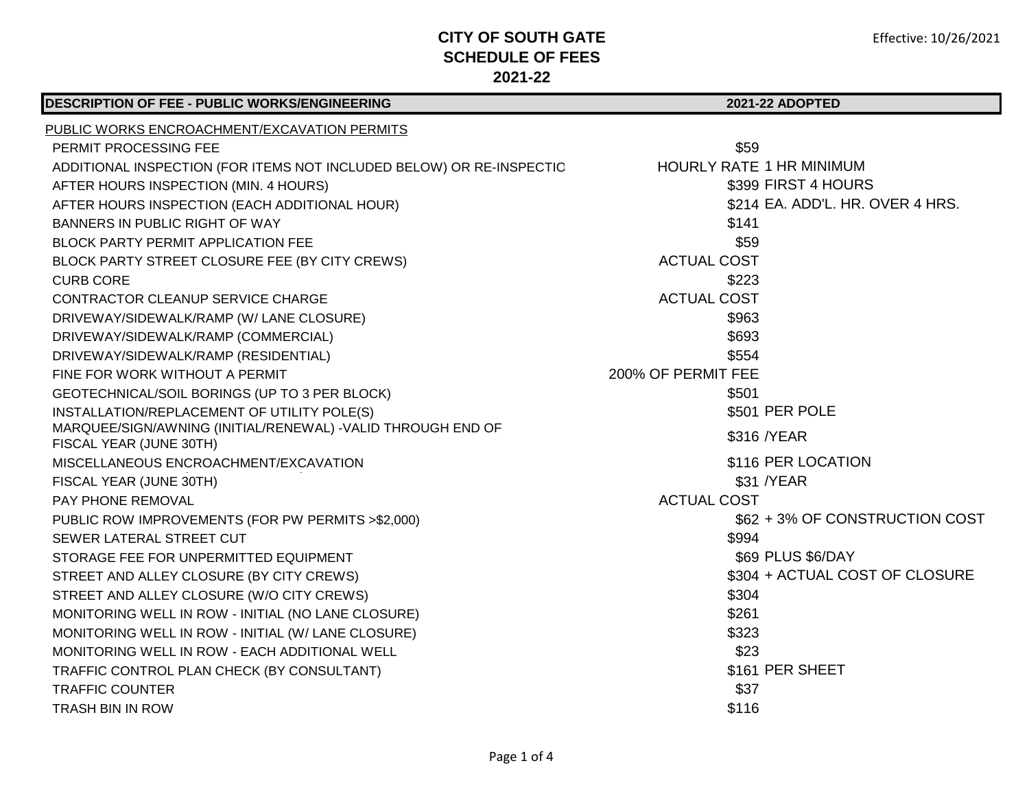# CITY OF SOUTH GATE
## SCHEDULE OF FEES
## 2021-22

Effective: 10/26/2021

| DESCRIPTION OF FEE - PUBLIC WORKS/ENGINEERING | 2021-22 ADOPTED | |
|---|---|---|
| PUBLIC WORKS ENCROACHMENT/EXCAVATION PERMITS | | |
| PERMIT PROCESSING FEE | $59 | |
| ADDITIONAL INSPECTION (FOR ITEMS NOT INCLUDED BELOW) OR RE-INSPECTIO | HOURLY RATE | 1 HR MINIMUM |
| AFTER HOURS INSPECTION (MIN. 4 HOURS) | $399 | FIRST 4 HOURS |
| AFTER HOURS INSPECTION (EACH ADDITIONAL HOUR) | $214 | EA. ADD'L. HR. OVER 4 HRS. |
| BANNERS IN PUBLIC RIGHT OF WAY | $141 | |
| BLOCK PARTY PERMIT APPLICATION FEE | $59 | |
| BLOCK PARTY STREET CLOSURE FEE (BY CITY CREWS) | ACTUAL COST | |
| CURB CORE | $223 | |
| CONTRACTOR CLEANUP SERVICE CHARGE | ACTUAL COST | |
| DRIVEWAY/SIDEWALK/RAMP (W/ LANE CLOSURE) | $963 | |
| DRIVEWAY/SIDEWALK/RAMP (COMMERCIAL) | $693 | |
| DRIVEWAY/SIDEWALK/RAMP (RESIDENTIAL) | $554 | |
| FINE FOR WORK WITHOUT A PERMIT | 200% OF PERMIT FEE | |
| GEOTECHNICAL/SOIL BORINGS (UP TO 3 PER BLOCK) | $501 | |
| INSTALLATION/REPLACEMENT OF UTILITY POLE(S) | $501 | PER POLE |
| MARQUEE/SIGN/AWNING (INITIAL/RENEWAL) -VALID THROUGH END OF FISCAL YEAR (JUNE 30TH) | $316 | /YEAR |
| MISCELLANEOUS ENCROACHMENT/EXCAVATION | $116 | PER LOCATION |
| FISCAL YEAR (JUNE 30TH) | $31 | /YEAR |
| PAY PHONE REMOVAL | ACTUAL COST | |
| PUBLIC ROW IMPROVEMENTS (FOR PW PERMITS >$2,000) | $62 | + 3% OF CONSTRUCTION COST |
| SEWER LATERAL STREET CUT | $994 | |
| STORAGE FEE FOR UNPERMITTED EQUIPMENT | $69 | PLUS $6/DAY |
| STREET AND ALLEY CLOSURE (BY CITY CREWS) | $304 | + ACTUAL COST OF CLOSURE |
| STREET AND ALLEY CLOSURE (W/O CITY CREWS) | $304 | |
| MONITORING WELL IN ROW - INITIAL (NO LANE CLOSURE) | $261 | |
| MONITORING WELL IN ROW - INITIAL (W/ LANE CLOSURE) | $323 | |
| MONITORING WELL IN ROW - EACH ADDITIONAL WELL | $23 | |
| TRAFFIC CONTROL PLAN CHECK (BY CONSULTANT) | $161 | PER SHEET |
| TRAFFIC COUNTER | $37 | |
| TRASH BIN IN ROW | $116 | |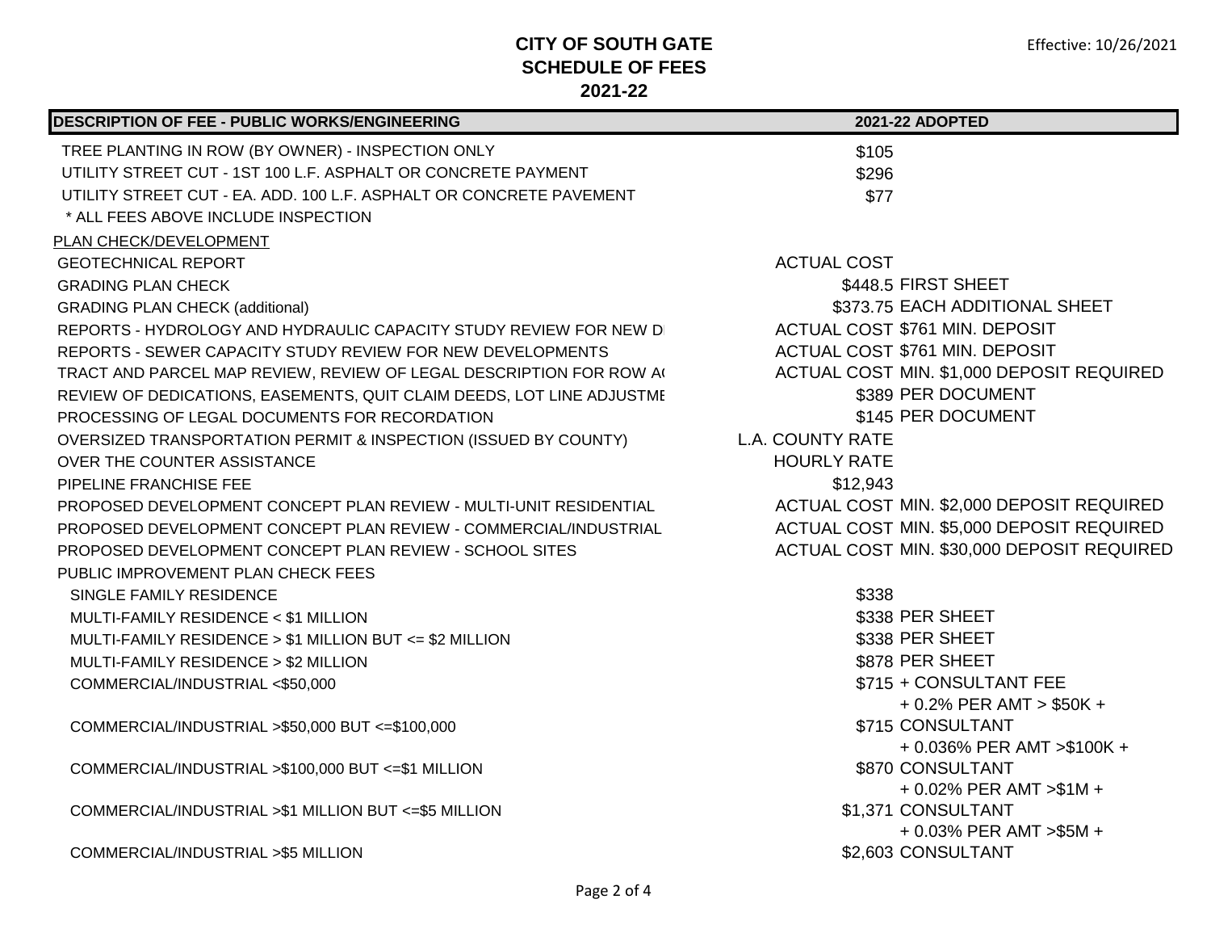**CITY OF SOUTH GATE**
**SCHEDULE OF FEES**
**2021-22**

Effective: 10/26/2021

| DESCRIPTION OF FEE - PUBLIC WORKS/ENGINEERING | 2021-22 ADOPTED | |
|---|---|---|
| TREE PLANTING IN ROW (BY OWNER) - INSPECTION ONLY | $105 | |
| UTILITY STREET CUT - 1ST 100 L.F. ASPHALT OR CONCRETE PAYMENT | $296 | |
| UTILITY STREET CUT - EA. ADD. 100 L.F. ASPHALT OR CONCRETE PAVEMENT | $77 | |
| * ALL FEES ABOVE INCLUDE INSPECTION | | |
| PLAN CHECK/DEVELOPMENT | | |
| GEOTECHNICAL REPORT | ACTUAL COST | |
| GRADING PLAN CHECK | $448.5 | FIRST SHEET |
| GRADING PLAN CHECK (additional) | $373.75 | EACH ADDITIONAL SHEET |
| REPORTS - HYDROLOGY AND HYDRAULIC CAPACITY STUDY REVIEW FOR NEW D | ACTUAL COST | $761 MIN. DEPOSIT |
| REPORTS - SEWER CAPACITY STUDY REVIEW FOR NEW DEVELOPMENTS | ACTUAL COST | $761 MIN. DEPOSIT |
| TRACT AND PARCEL MAP REVIEW, REVIEW OF LEGAL DESCRIPTION FOR ROW A | ACTUAL COST | MIN. $1,000 DEPOSIT REQUIRED |
| REVIEW OF DEDICATIONS, EASEMENTS, QUIT CLAIM DEEDS, LOT LINE ADJUSTME | $389 | PER DOCUMENT |
| PROCESSING OF LEGAL DOCUMENTS FOR RECORDATION | $145 | PER DOCUMENT |
| OVERSIZED TRANSPORTATION PERMIT & INSPECTION (ISSUED BY COUNTY) | L.A. COUNTY RATE | |
| OVER THE COUNTER ASSISTANCE | HOURLY RATE | |
| PIPELINE FRANCHISE FEE | $12,943 | |
| PROPOSED DEVELOPMENT CONCEPT PLAN REVIEW - MULTI-UNIT RESIDENTIAL | ACTUAL COST | MIN. $2,000 DEPOSIT REQUIRED |
| PROPOSED DEVELOPMENT CONCEPT PLAN REVIEW - COMMERCIAL/INDUSTRIAL | ACTUAL COST | MIN. $5,000 DEPOSIT REQUIRED |
| PROPOSED DEVELOPMENT CONCEPT PLAN REVIEW - SCHOOL SITES | ACTUAL COST | MIN. $30,000 DEPOSIT REQUIRED |
| PUBLIC IMPROVEMENT PLAN CHECK FEES | | |
| SINGLE FAMILY RESIDENCE | $338 | |
| MULTI-FAMILY RESIDENCE < $1 MILLION | $338 | PER SHEET |
| MULTI-FAMILY RESIDENCE > $1 MILLION BUT <= $2 MILLION | $338 | PER SHEET |
| MULTI-FAMILY RESIDENCE > $2 MILLION | $878 | PER SHEET |
| COMMERCIAL/INDUSTRIAL <$50,000 | $715 | + CONSULTANT FEE |
| COMMERCIAL/INDUSTRIAL >$50,000 BUT <=$100,000 | $715 | + 0.2% PER AMT > $50K + CONSULTANT |
| COMMERCIAL/INDUSTRIAL >$100,000 BUT <=$1 MILLION | $870 | + 0.036% PER AMT >$100K + CONSULTANT |
| COMMERCIAL/INDUSTRIAL >$1 MILLION BUT <=$5 MILLION | $1,371 | + 0.02% PER AMT >$1M + CONSULTANT |
| COMMERCIAL/INDUSTRIAL >$5 MILLION | $2,603 | + 0.03% PER AMT >$5M + CONSULTANT |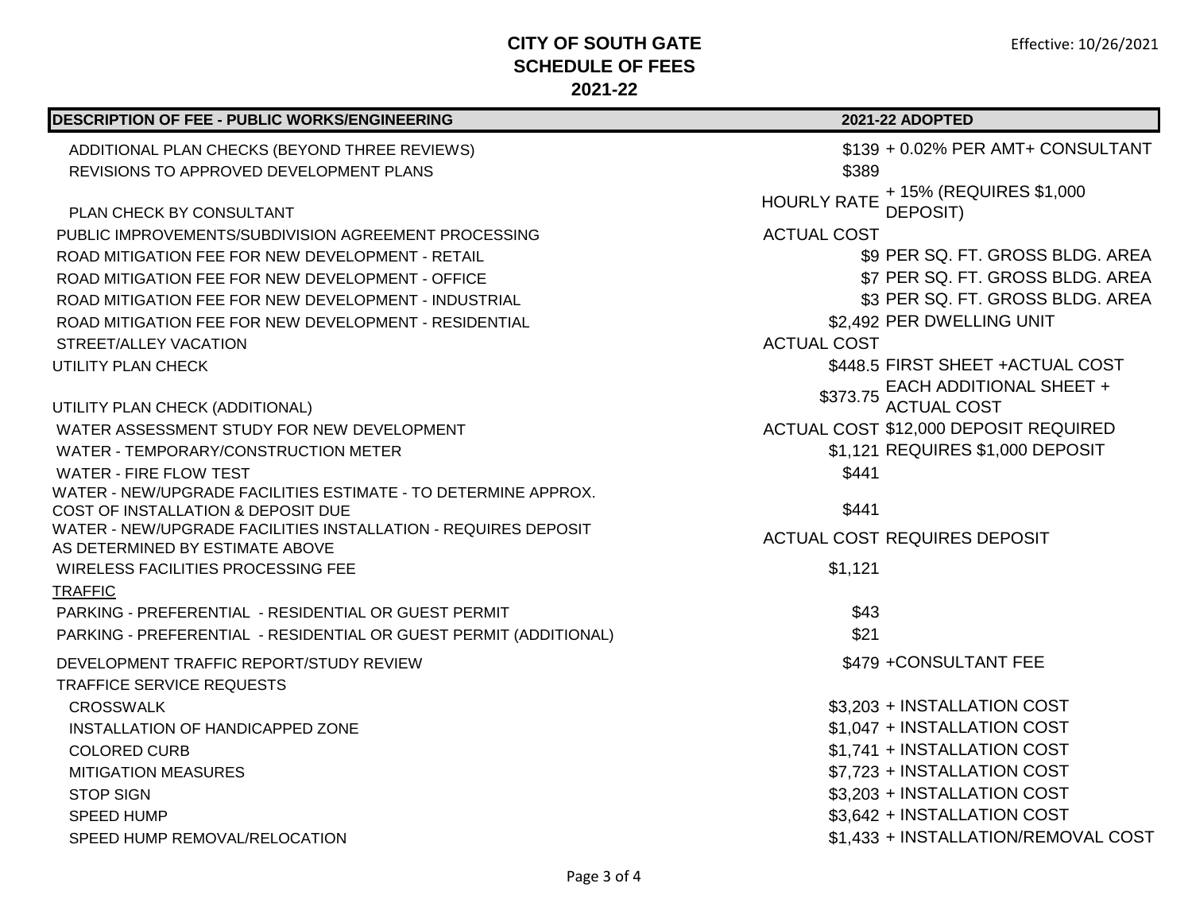**CITY OF SOUTH GATE**
**SCHEDULE OF FEES**
**2021-22**

Effective: 10/26/2021

| DESCRIPTION OF FEE - PUBLIC WORKS/ENGINEERING | 2021-22 ADOPTED | |
|---|---|---|
| ADDITIONAL PLAN CHECKS (BEYOND THREE REVIEWS) | $139 | + 0.02% PER AMT+ CONSULTANT |
| REVISIONS TO APPROVED DEVELOPMENT PLANS | $389 | |
| PLAN CHECK BY CONSULTANT | HOURLY RATE | + 15% (REQUIRES $1,000 DEPOSIT) |
| PUBLIC IMPROVEMENTS/SUBDIVISION AGREEMENT PROCESSING | ACTUAL COST | |
| ROAD MITIGATION FEE FOR NEW DEVELOPMENT - RETAIL | $9 | PER SQ. FT. GROSS BLDG. AREA |
| ROAD MITIGATION FEE FOR NEW DEVELOPMENT - OFFICE | $7 | PER SQ. FT. GROSS BLDG. AREA |
| ROAD MITIGATION FEE FOR NEW DEVELOPMENT - INDUSTRIAL | $3 | PER SQ. FT. GROSS BLDG. AREA |
| ROAD MITIGATION FEE FOR NEW DEVELOPMENT - RESIDENTIAL | $2,492 | PER DWELLING UNIT |
| STREET/ALLEY VACATION | ACTUAL COST | |
| UTILITY PLAN CHECK | $448.5 | FIRST SHEET +ACTUAL COST |
| UTILITY PLAN CHECK (ADDITIONAL) | $373.75 | EACH ADDITIONAL SHEET + ACTUAL COST |
| WATER ASSESSMENT STUDY FOR NEW DEVELOPMENT | ACTUAL COST | $12,000 DEPOSIT REQUIRED |
| WATER - TEMPORARY/CONSTRUCTION METER | $1,121 | REQUIRES $1,000 DEPOSIT |
| WATER - FIRE FLOW TEST | $441 | |
| WATER - NEW/UPGRADE FACILITIES ESTIMATE - TO DETERMINE APPROX. COST OF INSTALLATION & DEPOSIT DUE | $441 | |
| WATER - NEW/UPGRADE FACILITIES INSTALLATION - REQUIRES DEPOSIT AS DETERMINED BY ESTIMATE ABOVE | ACTUAL COST | REQUIRES DEPOSIT |
| WIRELESS FACILITIES PROCESSING FEE | $1,121 | |
| TRAFFIC | | |
| PARKING - PREFERENTIAL - RESIDENTIAL OR GUEST PERMIT | $43 | |
| PARKING - PREFERENTIAL - RESIDENTIAL OR GUEST PERMIT (ADDITIONAL) | $21 | |
| DEVELOPMENT TRAFFIC REPORT/STUDY REVIEW | $479 | +CONSULTANT FEE |
| TRAFFICE SERVICE REQUESTS | | |
| CROSSWALK | $3,203 | + INSTALLATION COST |
| INSTALLATION OF HANDICAPPED ZONE | $1,047 | + INSTALLATION COST |
| COLORED CURB | $1,741 | + INSTALLATION COST |
| MITIGATION MEASURES | $7,723 | + INSTALLATION COST |
| STOP SIGN | $3,203 | + INSTALLATION COST |
| SPEED HUMP | $3,642 | + INSTALLATION COST |
| SPEED HUMP REMOVAL/RELOCATION | $1,433 | + INSTALLATION/REMOVAL COST |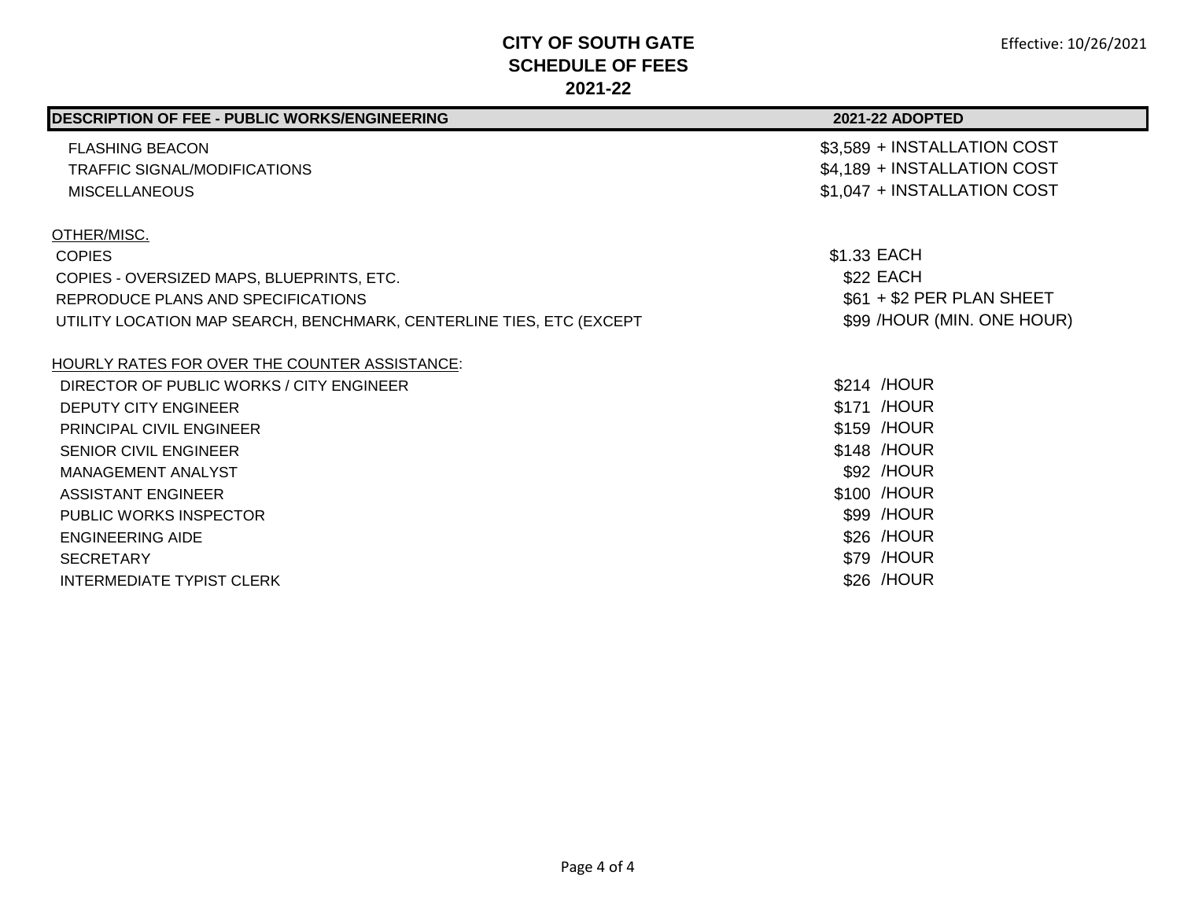# CITY OF SOUTH GATE
## SCHEDULE OF FEES
## 2021-22

Effective: 10/26/2021

| DESCRIPTION OF FEE - PUBLIC WORKS/ENGINEERING | 2021-22 ADOPTED |
| --- | --- |
| FLASHING BEACON | $3,589 + INSTALLATION COST |
| TRAFFIC SIGNAL/MODIFICATIONS | $4,189 + INSTALLATION COST |
| MISCELLANEOUS | $1,047 + INSTALLATION COST |
| OTHER/MISC. | |
| COPIES | $1.33 EACH |
| COPIES - OVERSIZED MAPS, BLUEPRINTS, ETC. | $22 EACH |
| REPRODUCE PLANS AND SPECIFICATIONS | $61 + $2 PER PLAN SHEET |
| UTILITY LOCATION MAP SEARCH, BENCHMARK, CENTERLINE TIES, ETC (EXCEPT | $99 /HOUR (MIN. ONE HOUR) |
| HOURLY RATES FOR OVER THE COUNTER ASSISTANCE: | |
| DIRECTOR OF PUBLIC WORKS / CITY ENGINEER | $214 /HOUR |
| DEPUTY CITY ENGINEER | $171 /HOUR |
| PRINCIPAL CIVIL ENGINEER | $159 /HOUR |
| SENIOR CIVIL ENGINEER | $148 /HOUR |
| MANAGEMENT ANALYST | $92 /HOUR |
| ASSISTANT ENGINEER | $100 /HOUR |
| PUBLIC WORKS INSPECTOR | $99 /HOUR |
| ENGINEERING AIDE | $26 /HOUR |
| SECRETARY | $79 /HOUR |
| INTERMEDIATE TYPIST CLERK | $26 /HOUR |